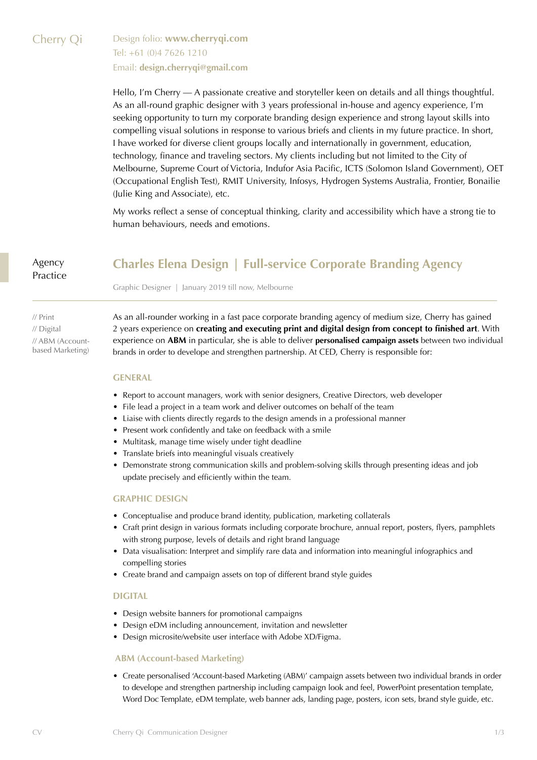# Cherry Qi

Design folio: **www.cherryqi.com**
Tel: +61 (0)4 7626 1210
Email: **design.cherryqi@gmail.com**

Hello, I'm Cherry — A passionate creative and storyteller keen on details and all things thoughtful. As an all-round graphic designer with 3 years professional in-house and agency experience, I'm seeking opportunity to turn my corporate branding design experience and strong layout skills into compelling visual solutions in response to various briefs and clients in my future practice. In short, I have worked for diverse client groups locally and internationally in government, education, technology, finance and traveling sectors. My clients including but not limited to the City of Melbourne, Supreme Court of Victoria, Indufor Asia Pacific, ICTS (Solomon Island Government), OET (Occupational English Test), RMIT University, Infosys, Hydrogen Systems Australia, Frontier, Bonailie (Julie King and Associate), etc.

My works reflect a sense of conceptual thinking, clarity and accessibility which have a strong tie to human behaviours, needs and emotions.

## Agency Practice

### Charles Elena Design | Full-service Corporate Branding Agency

Graphic Designer | January 2019 till now, Melbourne

// Print
// Digital
// ABM (Account-based Marketing)

As an all-rounder working in a fast pace corporate branding agency of medium size, Cherry has gained 2 years experience on **creating and executing print and digital design from concept to finished art**. With experience on **ABM** in particular, she is able to deliver **personalised campaign assets** between two individual brands in order to develope and strengthen partnership. At CED, Cherry is responsible for:

#### GENERAL

- Report to account managers, work with senior designers, Creative Directors, web developer
- File lead a project in a team work and deliver outcomes on behalf of the team
- Liaise with clients directly regards to the design amends in a professional manner
- Present work confidently and take on feedback with a smile
- Multitask, manage time wisely under tight deadline
- Translate briefs into meaningful visuals creatively
- Demonstrate strong communication skills and problem-solving skills through presenting ideas and job update precisely and efficiently within the team.

#### GRAPHIC DESIGN

- Conceptualise and produce brand identity, publication, marketing collaterals
- Craft print design in various formats including corporate brochure, annual report, posters, flyers, pamphlets with strong purpose, levels of details and right brand language
- Data visualisation: Interpret and simplify rare data and information into meaningful infographics and compelling stories
- Create brand and campaign assets on top of different brand style guides

#### DIGITAL

- Design website banners for promotional campaigns
- Design eDM including announcement, invitation and newsletter
- Design microsite/website user interface with Adobe XD/Figma.

#### ABM (Account-based Marketing)

- Create personalised 'Account-based Marketing (ABM)' campaign assets between two individual brands in order to develope and strengthen partnership including campaign look and feel, PowerPoint presentation template, Word Doc Template, eDM template, web banner ads, landing page, posters, icon sets, brand style guide, etc.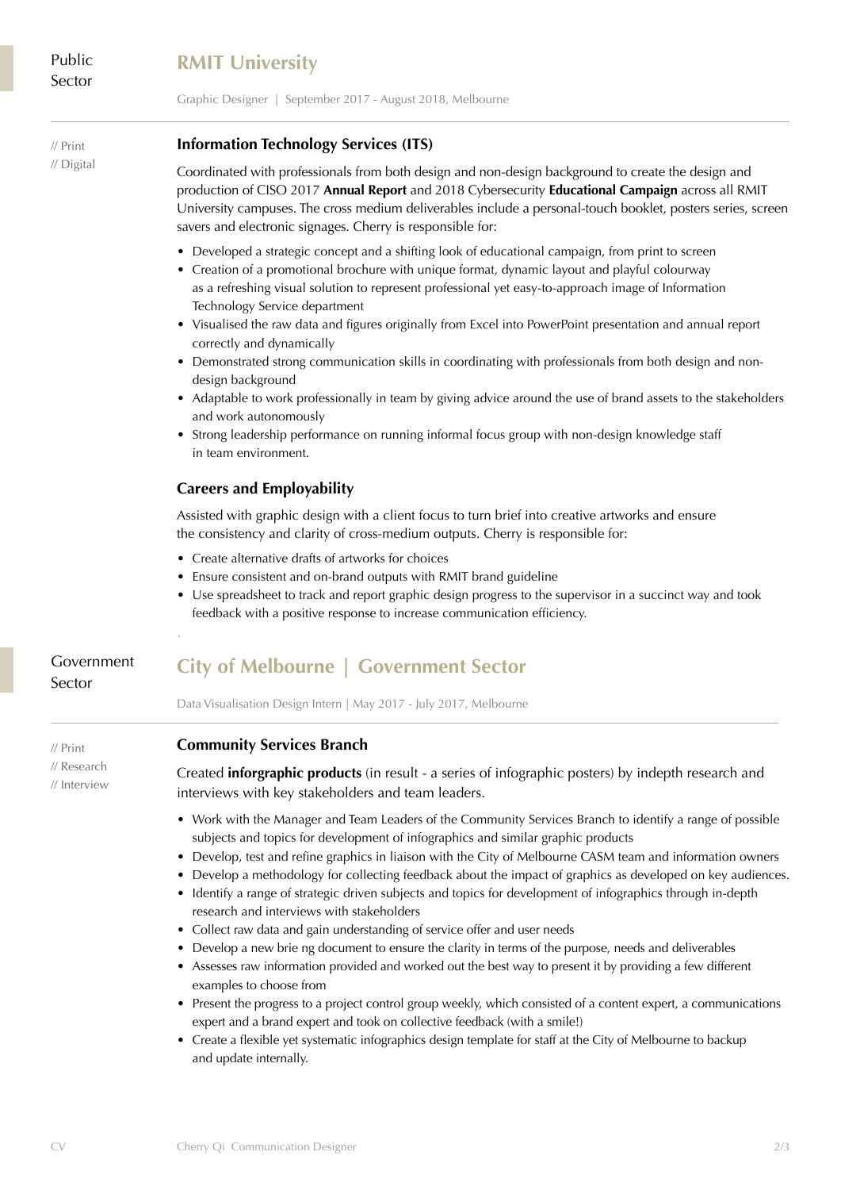Public Sector

## RMIT University

Graphic Designer | September 2017 - August 2018, Melbourne

// Print
// Digital

### Information Technology Services (ITS)

Coordinated with professionals from both design and non-design background to create the design and production of CISO 2017 **Annual Report** and 2018 Cybersecurity **Educational Campaign** across all RMIT University campuses. The cross medium deliverables include a personal-touch booklet, posters series, screen savers and electronic signages. Cherry is responsible for:

- Developed a strategic concept and a shifting look of educational campaign, from print to screen
- Creation of a promotional brochure with unique format, dynamic layout and playful colourway as a refreshing visual solution to represent professional yet easy-to-approach image of Information Technology Service department
- Visualised the raw data and figures originally from Excel into PowerPoint presentation and annual report correctly and dynamically
- Demonstrated strong communication skills in coordinating with professionals from both design and non-design background
- Adaptable to work professionally in team by giving advice around the use of brand assets to the stakeholders and work autonomously
- Strong leadership performance on running informal focus group with non-design knowledge staff in team environment.

### Careers and Employability

Assisted with graphic design with a client focus to turn brief into creative artworks and ensure the consistency and clarity of cross-medium outputs. Cherry is responsible for:

- Create alternative drafts of artworks for choices
- Ensure consistent and on-brand outputs with RMIT brand guideline
- Use spreadsheet to track and report graphic design progress to the supervisor in a succinct way and took feedback with a positive response to increase communication efficiency.

Government Sector

## City of Melbourne | Government Sector

Data Visualisation Design Intern | May 2017 - July 2017, Melbourne

// Print
// Research
// Interview

### Community Services Branch

Created **inforgraphic products** (in result - a series of infographic posters) by indepth research and interviews with key stakeholders and team leaders.

- Work with the Manager and Team Leaders of the Community Services Branch to identify a range of possible subjects and topics for development of infographics and similar graphic products
- Develop, test and refine graphics in liaison with the City of Melbourne CASM team and information owners
- Develop a methodology for collecting feedback about the impact of graphics as developed on key audiences.
- Identify a range of strategic driven subjects and topics for development of infographics through in-depth research and interviews with stakeholders
- Collect raw data and gain understanding of service offer and user needs
- Develop a new brie ng document to ensure the clarity in terms of the purpose, needs and deliverables
- Assesses raw information provided and worked out the best way to present it by providing a few different examples to choose from
- Present the progress to a project control group weekly, which consisted of a content expert, a communications expert and a brand expert and took on collective feedback (with a smile!)
- Create a flexible yet systematic infographics design template for staff at the City of Melbourne to backup and update internally.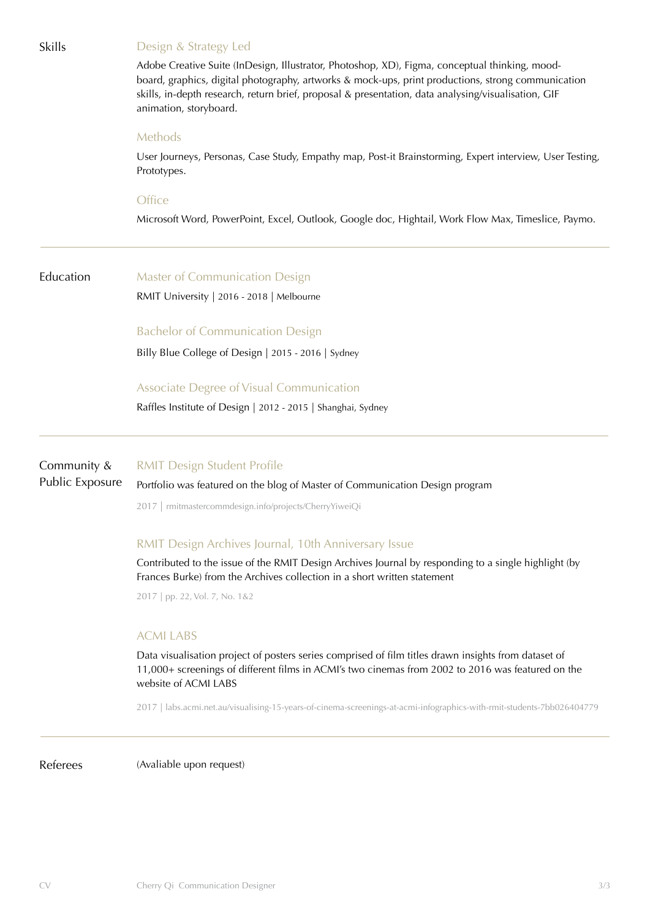## Skills

### Design & Strategy Led

Adobe Creative Suite (InDesign, Illustrator, Photoshop, XD), Figma, conceptual thinking, mood-board, graphics, digital photography, artworks & mock-ups, print productions, strong communication skills, in-depth research, return brief, proposal & presentation, data analysing/visualisation, GIF animation, storyboard.

### Methods

User Journeys, Personas, Case Study, Empathy map, Post-it Brainstorming, Expert interview, User Testing, Prototypes.

### Office

Microsoft Word, PowerPoint, Excel, Outlook, Google doc, Hightail, Work Flow Max, Timeslice, Paymo.

---

## Education

### Master of Communication Design

RMIT University | 2016 - 2018 | Melbourne

### Bachelor of Communication Design

Billy Blue College of Design | 2015 - 2016 | Sydney

### Associate Degree of Visual Communication

Raffles Institute of Design | 2012 - 2015 | Shanghai, Sydney

---

## Community & Public Exposure

### RMIT Design Student Profile

Portfolio was featured on the blog of Master of Communication Design program

2017 | rmitmastercommdesign.info/projects/CherryYiweiQi

### RMIT Design Archives Journal, 10th Anniversary Issue

Contributed to the issue of the RMIT Design Archives Journal by responding to a single highlight (by Frances Burke) from the Archives collection in a short written statement

2017 | pp. 22, Vol. 7, No. 1&2

### ACMI LABS

Data visualisation project of posters series comprised of film titles drawn insights from dataset of 11,000+ screenings of different films in ACMI's two cinemas from 2002 to 2016 was featured on the website of ACMI LABS

2017 | labs.acmi.net.au/visualising-15-years-of-cinema-screenings-at-acmi-infographics-with-rmit-students-7bb026404779

---

## Referees

(Avaliable upon request)